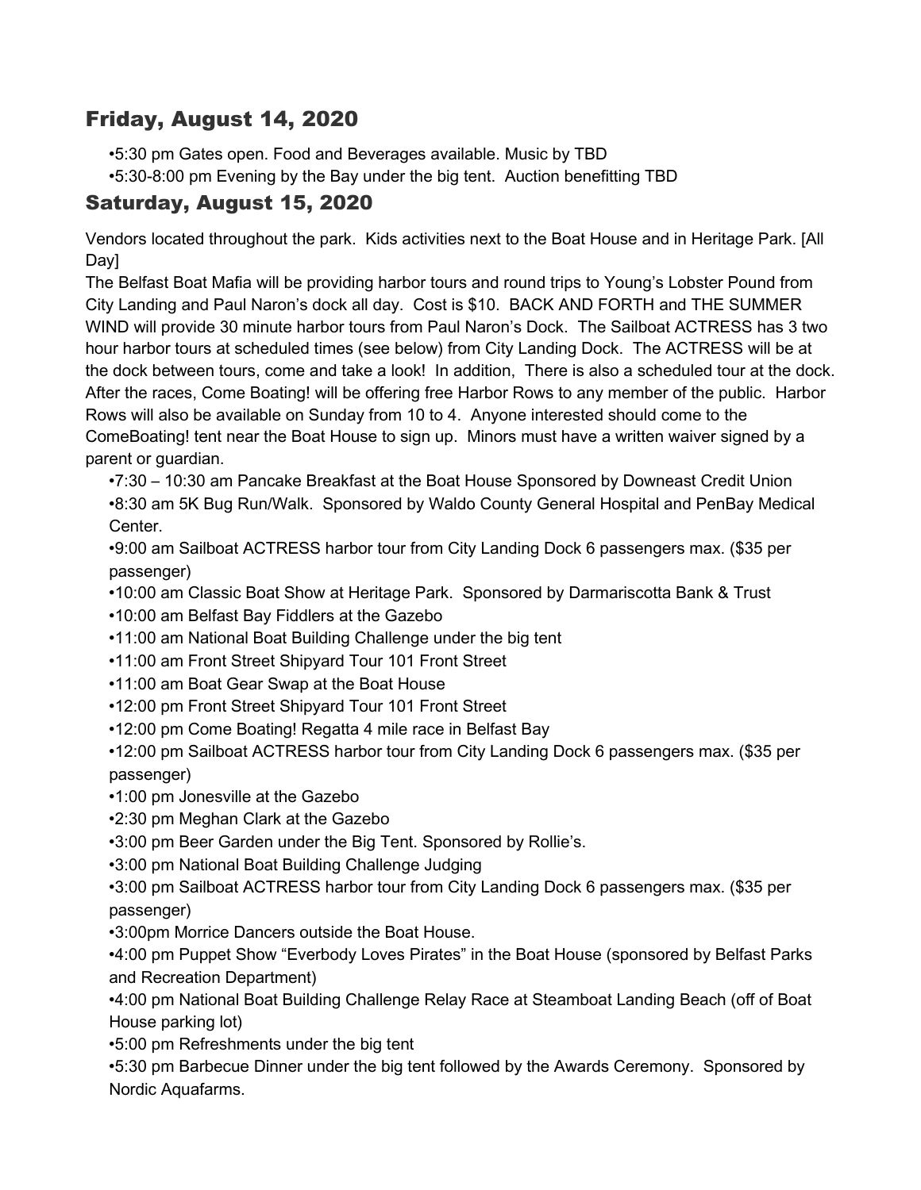## Friday, August 14, 2020

- •5:30 pm Gates open. Food and Beverages available. Music by TBD
- •5:30-8:00 pm Evening by the Bay under the big tent. Auction benefitting TBD

## Saturday, August 15, 2020

Vendors located throughout the park. Kids activities next to the Boat House and in Heritage Park. [All Day]
The Belfast Boat Mafia will be providing harbor tours and round trips to Young's Lobster Pound from City Landing and Paul Naron's dock all day. Cost is $10. BACK AND FORTH and THE SUMMER WIND will provide 30 minute harbor tours from Paul Naron's Dock. The Sailboat ACTRESS has 3 two hour harbor tours at scheduled times (see below) from City Landing Dock. The ACTRESS will be at the dock between tours, come and take a look! In addition, There is also a scheduled tour at the dock. After the races, Come Boating! will be offering free Harbor Rows to any member of the public. Harbor Rows will also be available on Sunday from 10 to 4. Anyone interested should come to the ComeBoating! tent near the Boat House to sign up. Minors must have a written waiver signed by a parent or guardian.

- •7:30 – 10:30 am Pancake Breakfast at the Boat House Sponsored by Downeast Credit Union
- •8:30 am 5K Bug Run/Walk. Sponsored by Waldo County General Hospital and PenBay Medical Center.
- •9:00 am Sailboat ACTRESS harbor tour from City Landing Dock 6 passengers max. ($35 per passenger)
- •10:00 am Classic Boat Show at Heritage Park. Sponsored by Darmariscotta Bank & Trust
- •10:00 am Belfast Bay Fiddlers at the Gazebo
- •11:00 am National Boat Building Challenge under the big tent
- •11:00 am Front Street Shipyard Tour 101 Front Street
- •11:00 am Boat Gear Swap at the Boat House
- •12:00 pm Front Street Shipyard Tour 101 Front Street
- •12:00 pm Come Boating! Regatta 4 mile race in Belfast Bay
- •12:00 pm Sailboat ACTRESS harbor tour from City Landing Dock 6 passengers max. ($35 per passenger)
- •1:00 pm Jonesville at the Gazebo
- •2:30 pm Meghan Clark at the Gazebo
- •3:00 pm Beer Garden under the Big Tent. Sponsored by Rollie's.
- •3:00 pm National Boat Building Challenge Judging
- •3:00 pm Sailboat ACTRESS harbor tour from City Landing Dock 6 passengers max. ($35 per passenger)
- •3:00pm Morrice Dancers outside the Boat House.
- •4:00 pm Puppet Show "Everbody Loves Pirates" in the Boat House (sponsored by Belfast Parks and Recreation Department)
- •4:00 pm National Boat Building Challenge Relay Race at Steamboat Landing Beach (off of Boat House parking lot)
- •5:00 pm Refreshments under the big tent
- •5:30 pm Barbecue Dinner under the big tent followed by the Awards Ceremony. Sponsored by Nordic Aquafarms.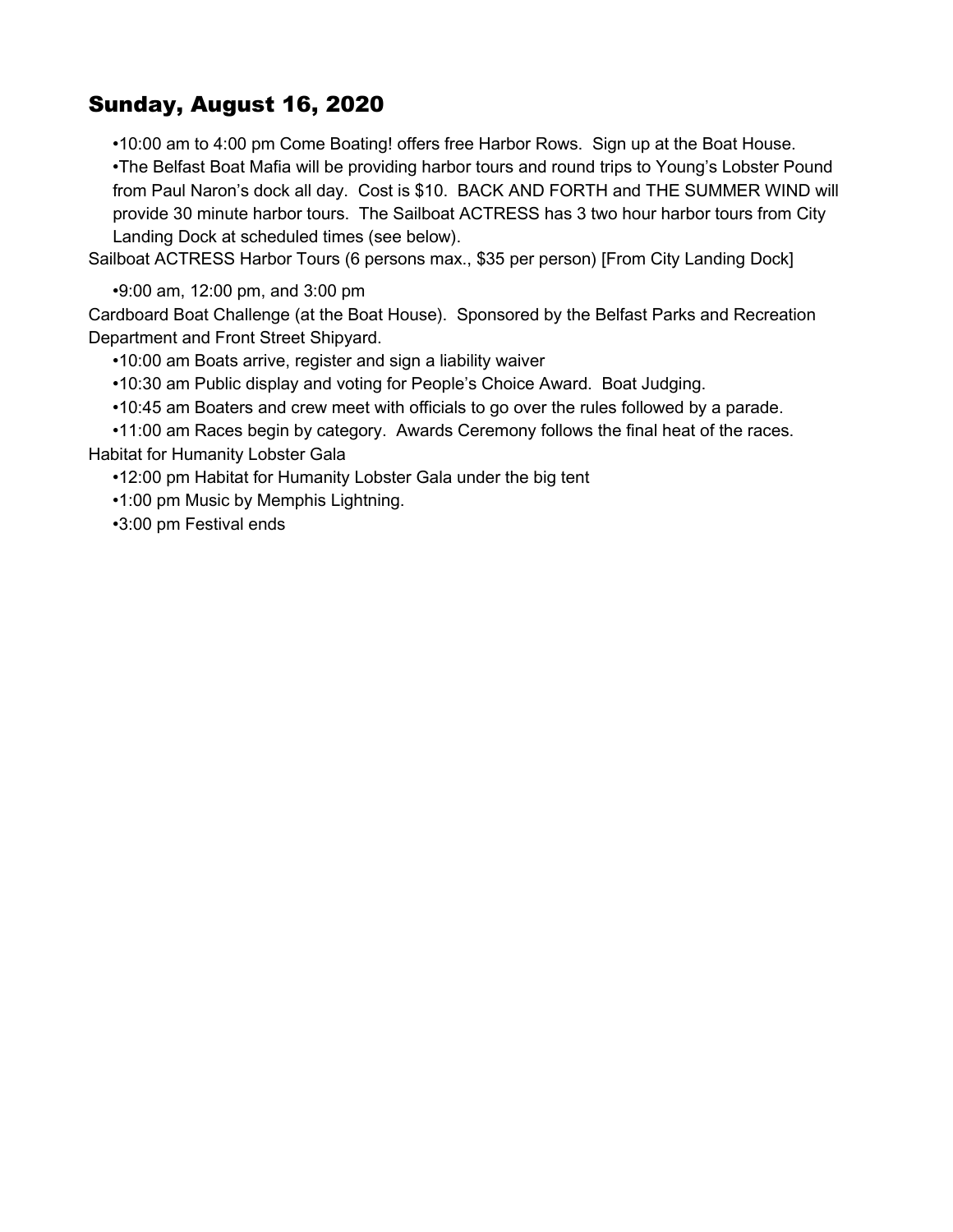## Sunday, August 16, 2020

- 10:00 am to 4:00 pm Come Boating! offers free Harbor Rows. Sign up at the Boat House.
- The Belfast Boat Mafia will be providing harbor tours and round trips to Young's Lobster Pound from Paul Naron's dock all day. Cost is $10. BACK AND FORTH and THE SUMMER WIND will provide 30 minute harbor tours. The Sailboat ACTRESS has 3 two hour harbor tours from City Landing Dock at scheduled times (see below).

Sailboat ACTRESS Harbor Tours (6 persons max., $35 per person) [From City Landing Dock]

- 9:00 am, 12:00 pm, and 3:00 pm

Cardboard Boat Challenge (at the Boat House). Sponsored by the Belfast Parks and Recreation Department and Front Street Shipyard.

- 10:00 am Boats arrive, register and sign a liability waiver
- 10:30 am Public display and voting for People's Choice Award. Boat Judging.
- 10:45 am Boaters and crew meet with officials to go over the rules followed by a parade.
- 11:00 am Races begin by category. Awards Ceremony follows the final heat of the races.

Habitat for Humanity Lobster Gala

- 12:00 pm Habitat for Humanity Lobster Gala under the big tent
- 1:00 pm Music by Memphis Lightning.
- 3:00 pm Festival ends